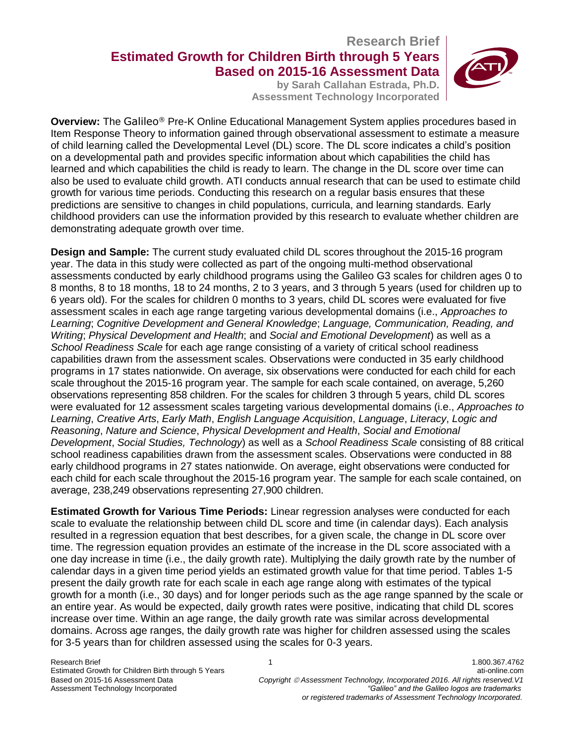# Research Brief

## Estimated Growth for Children Birth through 5 Years Based on 2015-16 Assessment Data

**by Sarah Callahan Estrada, Ph.D.**
**Assessment Technology Incorporated**

**Overview:** The Galileo® Pre-K Online Educational Management System applies procedures based in Item Response Theory to information gained through observational assessment to estimate a measure of child learning called the Developmental Level (DL) score. The DL score indicates a child's position on a developmental path and provides specific information about which capabilities the child has learned and which capabilities the child is ready to learn. The change in the DL score over time can also be used to evaluate child growth. ATI conducts annual research that can be used to estimate child growth for various time periods. Conducting this research on a regular basis ensures that these predictions are sensitive to changes in child populations, curricula, and learning standards. Early childhood providers can use the information provided by this research to evaluate whether children are demonstrating adequate growth over time.

**Design and Sample:** The current study evaluated child DL scores throughout the 2015-16 program year. The data in this study were collected as part of the ongoing multi-method observational assessments conducted by early childhood programs using the Galileo G3 scales for children ages 0 to 8 months, 8 to 18 months, 18 to 24 months, 2 to 3 years, and 3 through 5 years (used for children up to 6 years old). For the scales for children 0 months to 3 years, child DL scores were evaluated for five assessment scales in each age range targeting various developmental domains (i.e., *Approaches to Learning*; *Cognitive Development and General Knowledge*; *Language, Communication, Reading, and Writing*; *Physical Development and Health*; and *Social and Emotional Development*) as well as a *School Readiness Scale* for each age range consisting of a variety of critical school readiness capabilities drawn from the assessment scales. Observations were conducted in 35 early childhood programs in 17 states nationwide. On average, six observations were conducted for each child for each scale throughout the 2015-16 program year. The sample for each scale contained, on average, 5,260 observations representing 858 children. For the scales for children 3 through 5 years, child DL scores were evaluated for 12 assessment scales targeting various developmental domains (i.e., *Approaches to Learning*, *Creative Arts*, *Early Math*, *English Language Acquisition*, *Language*, *Literacy*, *Logic and Reasoning*, *Nature and Science*, *Physical Development and Health*, *Social and Emotional Development*, *Social Studies, Technology*) as well as a *School Readiness Scale* consisting of 88 critical school readiness capabilities drawn from the assessment scales. Observations were conducted in 88 early childhood programs in 27 states nationwide. On average, eight observations were conducted for each child for each scale throughout the 2015-16 program year. The sample for each scale contained, on average, 238,249 observations representing 27,900 children.

**Estimated Growth for Various Time Periods:** Linear regression analyses were conducted for each scale to evaluate the relationship between child DL score and time (in calendar days). Each analysis resulted in a regression equation that best describes, for a given scale, the change in DL score over time. The regression equation provides an estimate of the increase in the DL score associated with a one day increase in time (i.e., the daily growth rate). Multiplying the daily growth rate by the number of calendar days in a given time period yields an estimated growth value for that time period. Tables 1-5 present the daily growth rate for each scale in each age range along with estimates of the typical growth for a month (i.e., 30 days) and for longer periods such as the age range spanned by the scale or an entire year. As would be expected, daily growth rates were positive, indicating that child DL scores increase over time. Within an age range, the daily growth rate was similar across developmental domains. Across age ranges, the daily growth rate was higher for children assessed using the scales for 3-5 years than for children assessed using the scales for 0-3 years.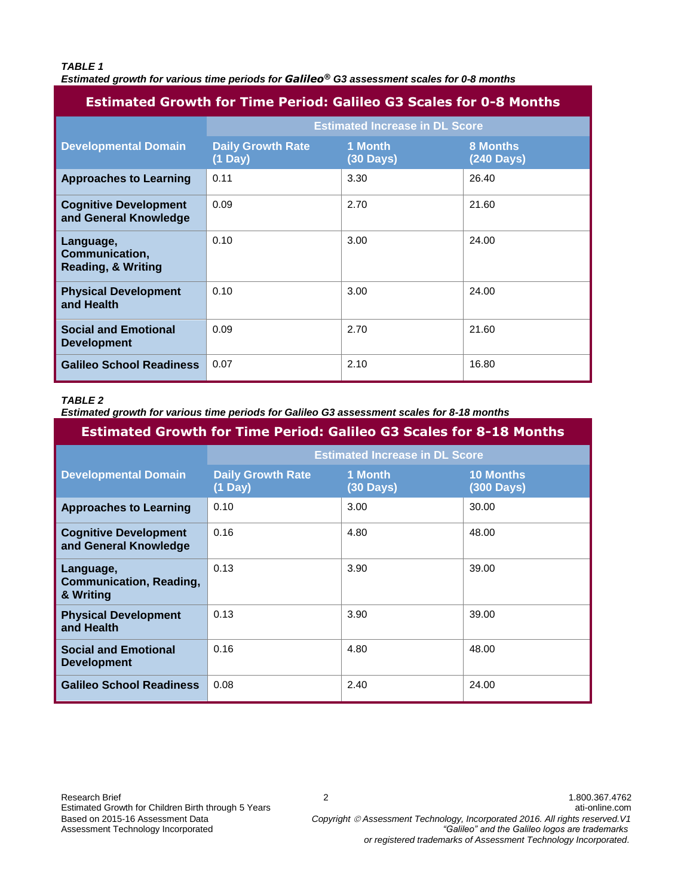***TABLE 1***
***Estimated growth for various time periods for Galileo® G3 assessment scales for 0-8 months***

**Estimated Growth for Time Period: Galileo G3 Scales for 0-8 Months**

| Developmental Domain | Estimated Increase in DL Score | | |
|---|---|---|---|
| | Daily Growth Rate (1 Day) | 1 Month (30 Days) | 8 Months (240 Days) |
| **Approaches to Learning** | 0.11 | 3.30 | 26.40 |
| **Cognitive Development and General Knowledge** | 0.09 | 2.70 | 21.60 |
| **Language, Communication, Reading, & Writing** | 0.10 | 3.00 | 24.00 |
| **Physical Development and Health** | 0.10 | 3.00 | 24.00 |
| **Social and Emotional Development** | 0.09 | 2.70 | 21.60 |
| **Galileo School Readiness** | 0.07 | 2.10 | 16.80 |

***TABLE 2***
***Estimated growth for various time periods for Galileo G3 assessment scales for 8-18 months***

**Estimated Growth for Time Period: Galileo G3 Scales for 8-18 Months**

| Developmental Domain | Estimated Increase in DL Score | | |
|---|---|---|---|
| | Daily Growth Rate (1 Day) | 1 Month (30 Days) | 10 Months (300 Days) |
| **Approaches to Learning** | 0.10 | 3.00 | 30.00 |
| **Cognitive Development and General Knowledge** | 0.16 | 4.80 | 48.00 |
| **Language, Communication, Reading, & Writing** | 0.13 | 3.90 | 39.00 |
| **Physical Development and Health** | 0.13 | 3.90 | 39.00 |
| **Social and Emotional Development** | 0.16 | 4.80 | 48.00 |
| **Galileo School Readiness** | 0.08 | 2.40 | 24.00 |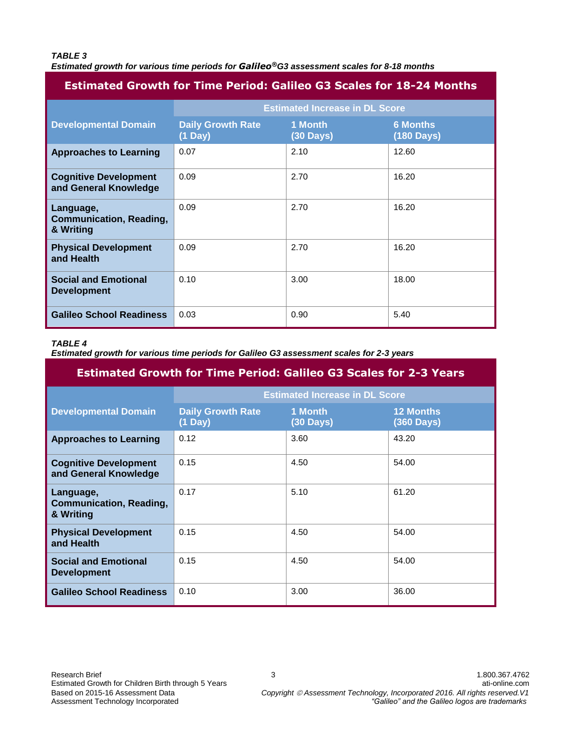***TABLE 3***
***Estimated growth for various time periods for Galileo®G3 assessment scales for 8-18 months***

| Estimated Growth for Time Period: Galileo G3 Scales for 18-24 Months | | | |
|---|---|---|---|
| | Estimated Increase in DL Score | | |
| **Developmental Domain** | **Daily Growth Rate (1 Day)** | **1 Month (30 Days)** | **6 Months (180 Days)** |
| **Approaches to Learning** | 0.07 | 2.10 | 12.60 |
| **Cognitive Development and General Knowledge** | 0.09 | 2.70 | 16.20 |
| **Language, Communication, Reading, & Writing** | 0.09 | 2.70 | 16.20 |
| **Physical Development and Health** | 0.09 | 2.70 | 16.20 |
| **Social and Emotional Development** | 0.10 | 3.00 | 18.00 |
| **Galileo School Readiness** | 0.03 | 0.90 | 5.40 |

***TABLE 4***
***Estimated growth for various time periods for Galileo G3 assessment scales for 2-3 years***

| Estimated Growth for Time Period: Galileo G3 Scales for 2-3 Years | | | |
|---|---|---|---|
| | Estimated Increase in DL Score | | |
| **Developmental Domain** | **Daily Growth Rate (1 Day)** | **1 Month (30 Days)** | **12 Months (360 Days)** |
| **Approaches to Learning** | 0.12 | 3.60 | 43.20 |
| **Cognitive Development and General Knowledge** | 0.15 | 4.50 | 54.00 |
| **Language, Communication, Reading, & Writing** | 0.17 | 5.10 | 61.20 |
| **Physical Development and Health** | 0.15 | 4.50 | 54.00 |
| **Social and Emotional Development** | 0.15 | 4.50 | 54.00 |
| **Galileo School Readiness** | 0.10 | 3.00 | 36.00 |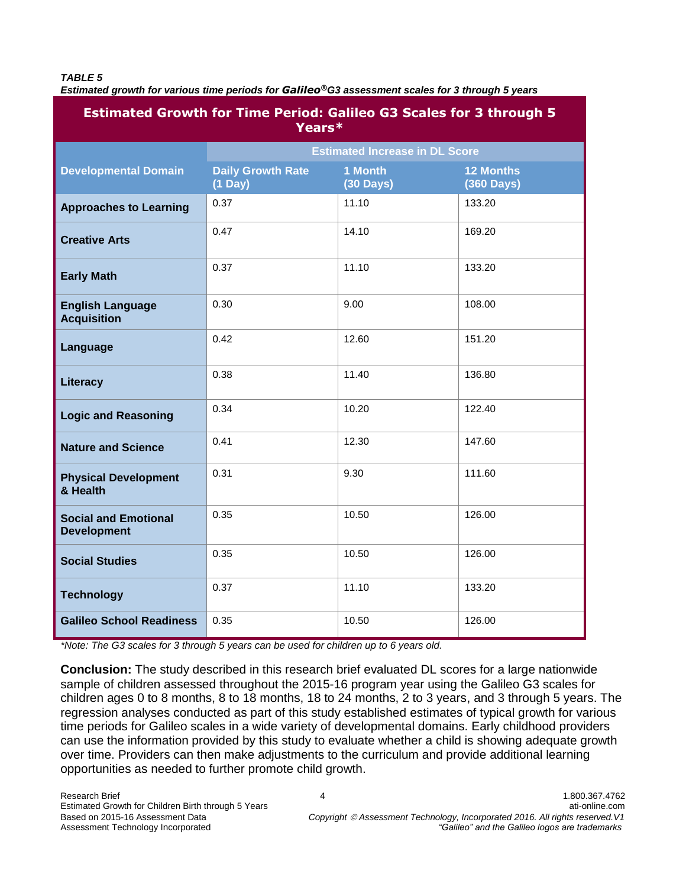***TABLE 5***

***Estimated growth for various time periods for Galileo® G3 assessment scales for 3 through 5 years***

| Estimated Growth for Time Period: Galileo G3 Scales for 3 through 5 Years* | | | |
|---|---|---|---|
| | Estimated Increase in DL Score | | |
| **Developmental Domain** | **Daily Growth Rate (1 Day)** | **1 Month (30 Days)** | **12 Months (360 Days)** |
| **Approaches to Learning** | 0.37 | 11.10 | 133.20 |
| **Creative Arts** | 0.47 | 14.10 | 169.20 |
| **Early Math** | 0.37 | 11.10 | 133.20 |
| **English Language Acquisition** | 0.30 | 9.00 | 108.00 |
| **Language** | 0.42 | 12.60 | 151.20 |
| **Literacy** | 0.38 | 11.40 | 136.80 |
| **Logic and Reasoning** | 0.34 | 10.20 | 122.40 |
| **Nature and Science** | 0.41 | 12.30 | 147.60 |
| **Physical Development & Health** | 0.31 | 9.30 | 111.60 |
| **Social and Emotional Development** | 0.35 | 10.50 | 126.00 |
| **Social Studies** | 0.35 | 10.50 | 126.00 |
| **Technology** | 0.37 | 11.10 | 133.20 |
| **Galileo School Readiness** | 0.35 | 10.50 | 126.00 |

*\*Note: The G3 scales for 3 through 5 years can be used for children up to 6 years old.*

**Conclusion:** The study described in this research brief evaluated DL scores for a large nationwide sample of children assessed throughout the 2015-16 program year using the Galileo G3 scales for children ages 0 to 8 months, 8 to 18 months, 18 to 24 months, 2 to 3 years, and 3 through 5 years. The regression analyses conducted as part of this study established estimates of typical growth for various time periods for Galileo scales in a wide variety of developmental domains. Early childhood providers can use the information provided by this study to evaluate whether a child is showing adequate growth over time. Providers can then make adjustments to the curriculum and provide additional learning opportunities as needed to further promote child growth.